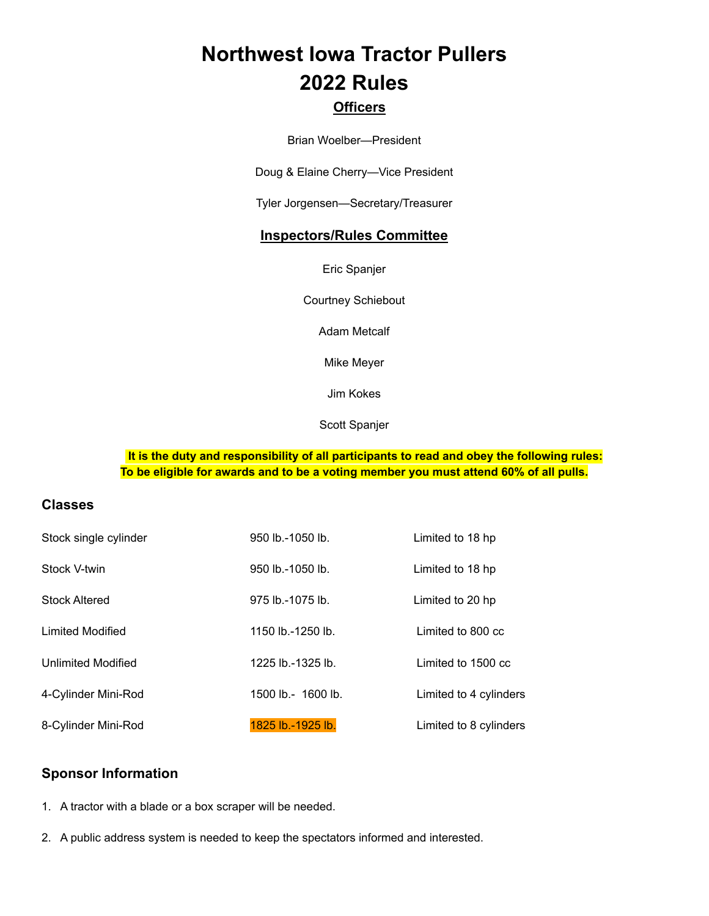# Northwest Iowa Tractor Pullers
# 2022 Rules

## Officers

Brian Woelber—President

Doug & Elaine Cherry—Vice President

Tyler Jorgensen—Secretary/Treasurer

## Inspectors/Rules Committee

Eric Spanjer

Courtney Schiebout

Adam Metcalf

Mike Meyer

Jim Kokes

Scott Spanjer

**It is the duty and responsibility of all participants to read and obey the following rules:**
**To be eligible for awards and to be a voting member you must attend 60% of all pulls.**

### Classes

| | | |
|---|---|---|
| Stock single cylinder | 950 lb.-1050 lb. | Limited to 18 hp |
| Stock V-twin | 950 lb.-1050 lb. | Limited to 18 hp |
| Stock Altered | 975 lb.-1075 lb. | Limited to 20 hp |
| Limited Modified | 1150 lb.-1250 lb. | Limited to 800 cc |
| Unlimited Modified | 1225 lb.-1325 lb. | Limited to 1500 cc |
| 4-Cylinder Mini-Rod | 1500 lb.- 1600 lb. | Limited to 4 cylinders |
| 8-Cylinder Mini-Rod | 1825 lb.-1925 lb. | Limited to 8 cylinders |

### Sponsor Information

1. A tractor with a blade or a box scraper will be needed.
2. A public address system is needed to keep the spectators informed and interested.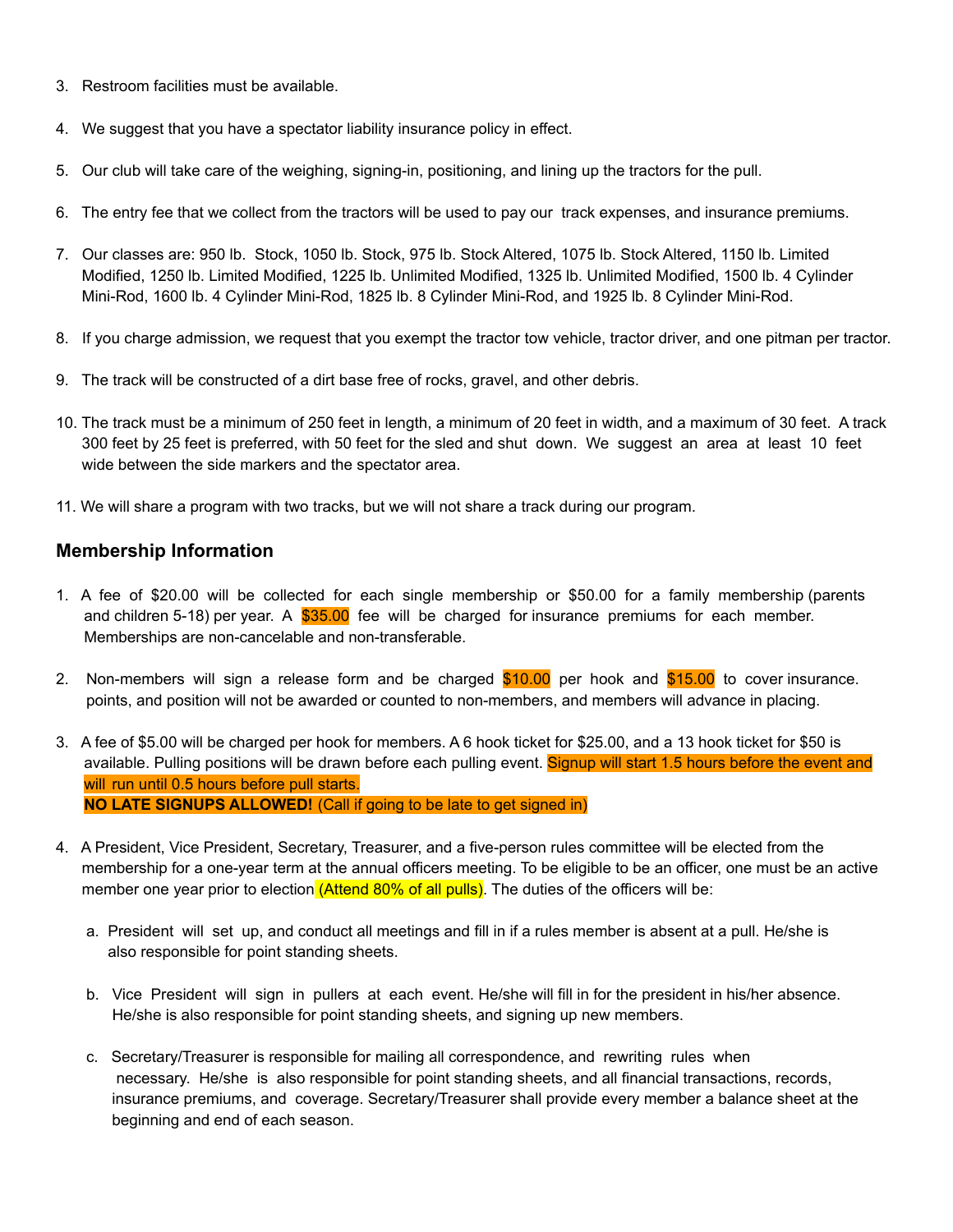3. Restroom facilities must be available.

4. We suggest that you have a spectator liability insurance policy in effect.

5. Our club will take care of the weighing, signing-in, positioning, and lining up the tractors for the pull.

6. The entry fee that we collect from the tractors will be used to pay our track expenses, and insurance premiums.

7. Our classes are: 950 lb. Stock, 1050 lb. Stock, 975 lb. Stock Altered, 1075 lb. Stock Altered, 1150 lb. Limited Modified, 1250 lb. Limited Modified, 1225 lb. Unlimited Modified, 1325 lb. Unlimited Modified, 1500 lb. 4 Cylinder Mini-Rod, 1600 lb. 4 Cylinder Mini-Rod, 1825 lb. 8 Cylinder Mini-Rod, and 1925 lb. 8 Cylinder Mini-Rod.

8. If you charge admission, we request that you exempt the tractor tow vehicle, tractor driver, and one pitman per tractor.

9. The track will be constructed of a dirt base free of rocks, gravel, and other debris.

10. The track must be a minimum of 250 feet in length, a minimum of 20 feet in width, and a maximum of 30 feet. A track 300 feet by 25 feet is preferred, with 50 feet for the sled and shut down. We suggest an area at least 10 feet wide between the side markers and the spectator area.

11. We will share a program with two tracks, but we will not share a track during our program.

## Membership Information

1. A fee of $20.00 will be collected for each single membership or $50.00 for a family membership (parents and children 5-18) per year. A $35.00 fee will be charged for insurance premiums for each member. Memberships are non-cancelable and non-transferable.

2. Non-members will sign a release form and be charged $10.00 per hook and $15.00 to cover insurance. points, and position will not be awarded or counted to non-members, and members will advance in placing.

3. A fee of $5.00 will be charged per hook for members. A 6 hook ticket for $25.00, and a 13 hook ticket for $50 is available. Pulling positions will be drawn before each pulling event. Signup will start 1.5 hours before the event and will run until 0.5 hours before pull starts.
   **NO LATE SIGNUPS ALLOWED!** (Call if going to be late to get signed in)

4. A President, Vice President, Secretary, Treasurer, and a five-person rules committee will be elected from the membership for a one-year term at the annual officers meeting. To be eligible to be an officer, one must be an active member one year prior to election (Attend 80% of all pulls). The duties of the officers will be:

   a. President will set up, and conduct all meetings and fill in if a rules member is absent at a pull. He/she is also responsible for point standing sheets.

   b. Vice President will sign in pullers at each event. He/she will fill in for the president in his/her absence. He/she is also responsible for point standing sheets, and signing up new members.

   c. Secretary/Treasurer is responsible for mailing all correspondence, and rewriting rules when necessary. He/she is also responsible for point standing sheets, and all financial transactions, records, insurance premiums, and coverage. Secretary/Treasurer shall provide every member a balance sheet at the beginning and end of each season.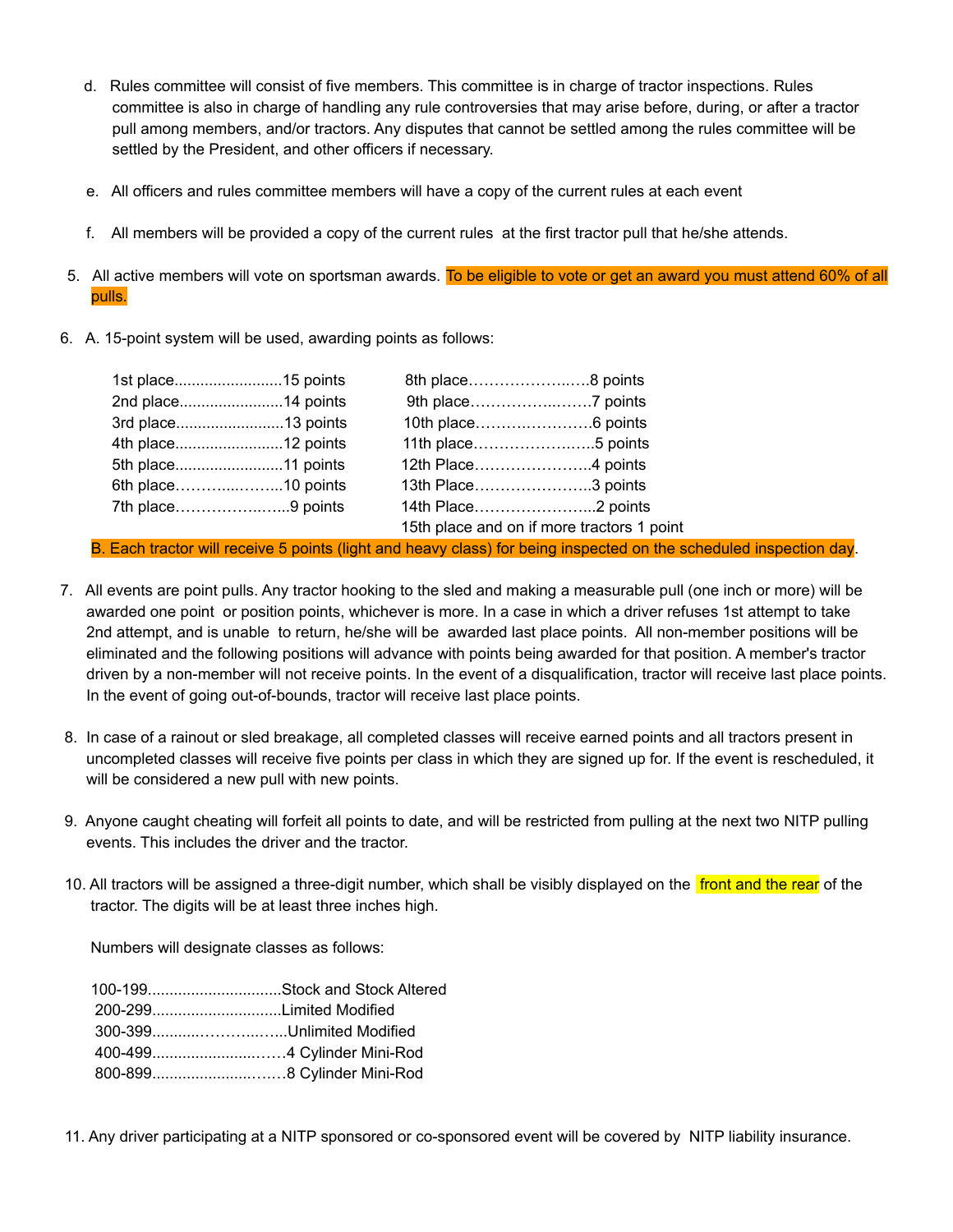d. Rules committee will consist of five members. This committee is in charge of tractor inspections. Rules committee is also in charge of handling any rule controversies that may arise before, during, or after a tractor pull among members, and/or tractors. Any disputes that cannot be settled among the rules committee will be settled by the President, and other officers if necessary.

e. All officers and rules committee members will have a copy of the current rules at each event

f. All members will be provided a copy of the current rules at the first tractor pull that he/she attends.

5. All active members will vote on sportsman awards. To be eligible to vote or get an award you must attend 60% of all pulls.

6. A. 15-point system will be used, awarding points as follows:

| | | | |
|---|---|---|---|
| 1st place | 15 points | 8th place | 8 points |
| 2nd place | 14 points | 9th place | 7 points |
| 3rd place | 13 points | 10th place | 6 points |
| 4th place | 12 points | 11th place | 5 points |
| 5th place | 11 points | 12th Place | 4 points |
| 6th place | 10 points | 13th Place | 3 points |
| 7th place | 9 points | 14th Place | 2 points |
| | | 15th place and on if more tractors | 1 point |

B. Each tractor will receive 5 points (light and heavy class) for being inspected on the scheduled inspection day.

7. All events are point pulls. Any tractor hooking to the sled and making a measurable pull (one inch or more) will be awarded one point or position points, whichever is more. In a case in which a driver refuses 1st attempt to take 2nd attempt, and is unable to return, he/she will be awarded last place points. All non-member positions will be eliminated and the following positions will advance with points being awarded for that position. A member's tractor driven by a non-member will not receive points. In the event of a disqualification, tractor will receive last place points. In the event of going out-of-bounds, tractor will receive last place points.

8. In case of a rainout or sled breakage, all completed classes will receive earned points and all tractors present in uncompleted classes will receive five points per class in which they are signed up for. If the event is rescheduled, it will be considered a new pull with new points.

9. Anyone caught cheating will forfeit all points to date, and will be restricted from pulling at the next two NITP pulling events. This includes the driver and the tractor.

10. All tractors will be assigned a three-digit number, which shall be visibly displayed on the front and the rear of the tractor. The digits will be at least three inches high.

Numbers will designate classes as follows:

| | |
|---|---|
| 100-199 | Stock and Stock Altered |
| 200-299 | Limited Modified |
| 300-399 | Unlimited Modified |
| 400-499 | 4 Cylinder Mini-Rod |
| 800-899 | 8 Cylinder Mini-Rod |

11. Any driver participating at a NITP sponsored or co-sponsored event will be covered by NITP liability insurance.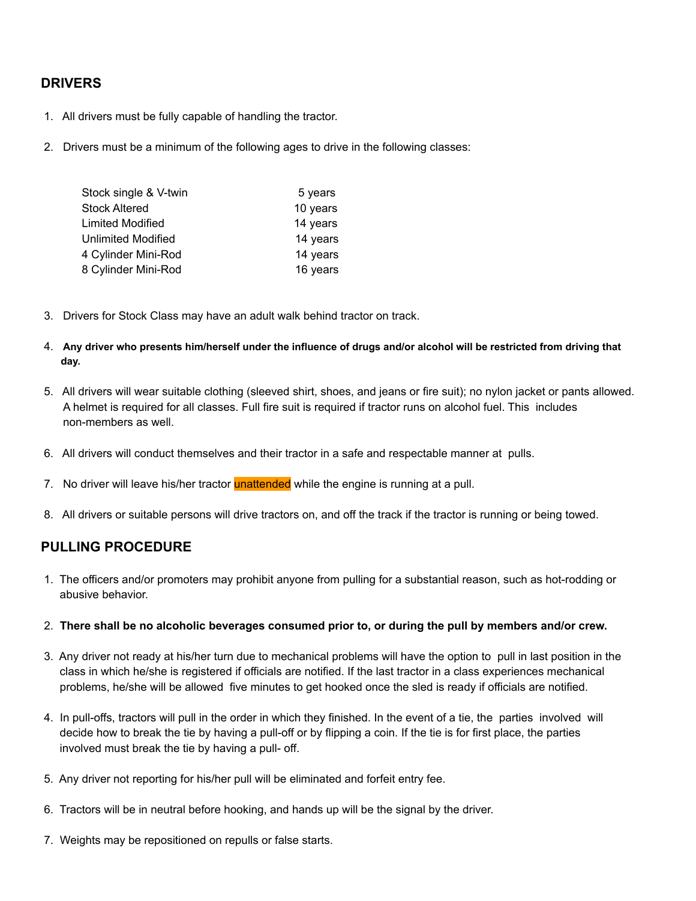## DRIVERS

1. All drivers must be fully capable of handling the tractor.
2. Drivers must be a minimum of the following ages to drive in the following classes:

| Class | Minimum Age |
|---|---|
| Stock single & V-twin | 5 years |
| Stock Altered | 10 years |
| Limited Modified | 14 years |
| Unlimited Modified | 14 years |
| 4 Cylinder Mini-Rod | 14 years |
| 8 Cylinder Mini-Rod | 16 years |

3. Drivers for Stock Class may have an adult walk behind tractor on track.
4. **Any driver who presents him/herself under the influence of drugs and/or alcohol will be restricted from driving that day.**
5. All drivers will wear suitable clothing (sleeved shirt, shoes, and jeans or fire suit); no nylon jacket or pants allowed. A helmet is required for all classes. Full fire suit is required if tractor runs on alcohol fuel. This includes non-members as well.
6. All drivers will conduct themselves and their tractor in a safe and respectable manner at pulls.
7. No driver will leave his/her tractor unattended while the engine is running at a pull.
8. All drivers or suitable persons will drive tractors on, and off the track if the tractor is running or being towed.

## PULLING PROCEDURE

1. The officers and/or promoters may prohibit anyone from pulling for a substantial reason, such as hot-rodding or abusive behavior.
2. **There shall be no alcoholic beverages consumed prior to, or during the pull by members and/or crew.**
3. Any driver not ready at his/her turn due to mechanical problems will have the option to pull in last position in the class in which he/she is registered if officials are notified. If the last tractor in a class experiences mechanical problems, he/she will be allowed five minutes to get hooked once the sled is ready if officials are notified.
4. In pull-offs, tractors will pull in the order in which they finished. In the event of a tie, the parties involved will decide how to break the tie by having a pull-off or by flipping a coin. If the tie is for first place, the parties involved must break the tie by having a pull- off.
5. Any driver not reporting for his/her pull will be eliminated and forfeit entry fee.
6. Tractors will be in neutral before hooking, and hands up will be the signal by the driver.
7. Weights may be repositioned on repulls or false starts.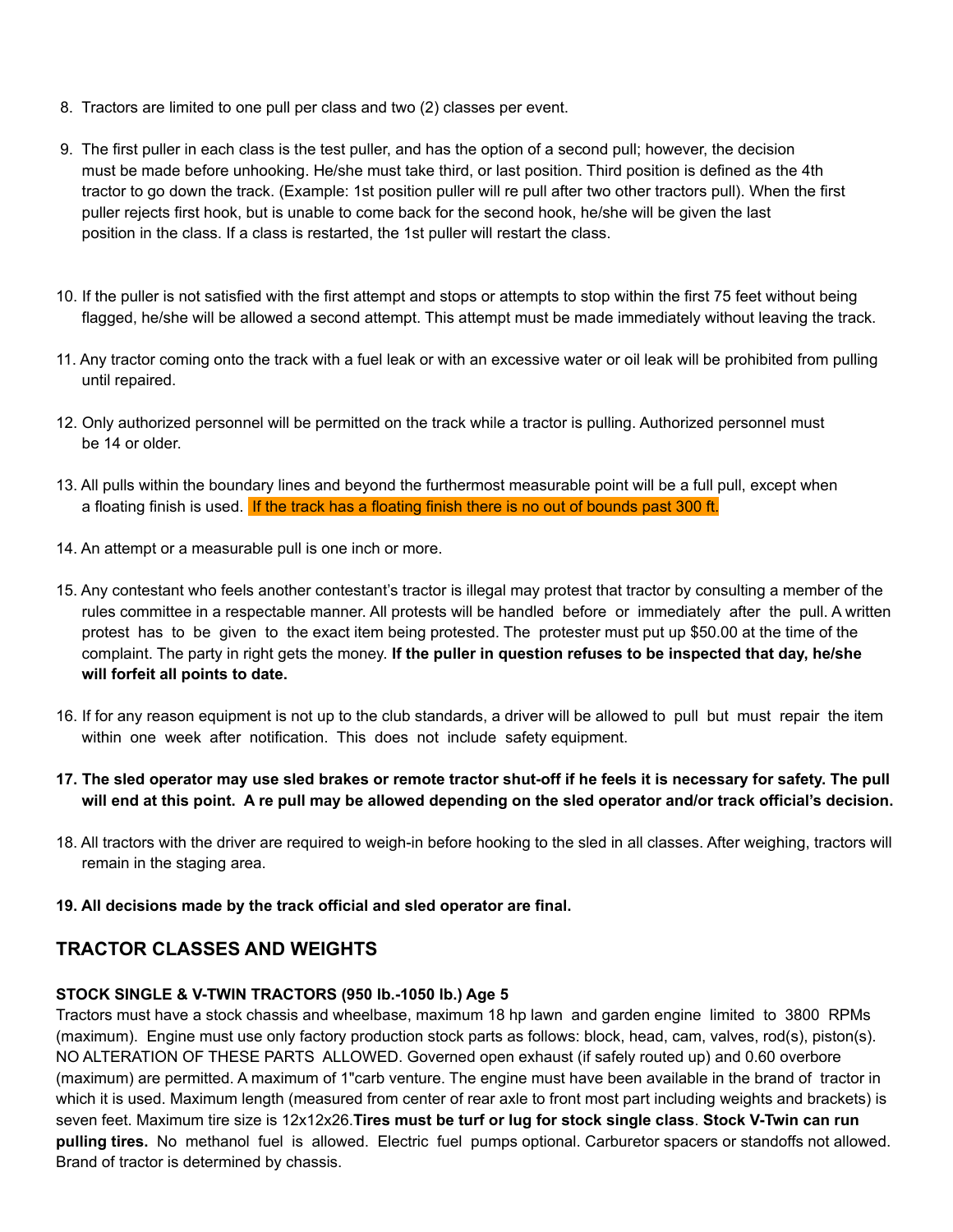8. Tractors are limited to one pull per class and two (2) classes per event.

9. The first puller in each class is the test puller, and has the option of a second pull; however, the decision must be made before unhooking. He/she must take third, or last position. Third position is defined as the 4th tractor to go down the track. (Example: 1st position puller will re pull after two other tractors pull). When the first puller rejects first hook, but is unable to come back for the second hook, he/she will be given the last position in the class. If a class is restarted, the 1st puller will restart the class.

10. If the puller is not satisfied with the first attempt and stops or attempts to stop within the first 75 feet without being flagged, he/she will be allowed a second attempt. This attempt must be made immediately without leaving the track.

11. Any tractor coming onto the track with a fuel leak or with an excessive water or oil leak will be prohibited from pulling until repaired.

12. Only authorized personnel will be permitted on the track while a tractor is pulling. Authorized personnel must be 14 or older.

13. All pulls within the boundary lines and beyond the furthermost measurable point will be a full pull, except when a floating finish is used. If the track has a floating finish there is no out of bounds past 300 ft.

14. An attempt or a measurable pull is one inch or more.

15. Any contestant who feels another contestant's tractor is illegal may protest that tractor by consulting a member of the rules committee in a respectable manner. All protests will be handled before or immediately after the pull. A written protest has to be given to the exact item being protested. The protester must put up $50.00 at the time of the complaint. The party in right gets the money. **If the puller in question refuses to be inspected that day, he/she will forfeit all points to date.**

16. If for any reason equipment is not up to the club standards, a driver will be allowed to pull but must repair the item within one week after notification. This does not include safety equipment.

**17. The sled operator may use sled brakes or remote tractor shut-off if he feels it is necessary for safety. The pull will end at this point. A re pull may be allowed depending on the sled operator and/or track official's decision.**

18. All tractors with the driver are required to weigh-in before hooking to the sled in all classes. After weighing, tractors will remain in the staging area.

**19. All decisions made by the track official and sled operator are final.**

## TRACTOR CLASSES AND WEIGHTS

**STOCK SINGLE & V-TWIN TRACTORS (950 lb.-1050 lb.) Age 5**

Tractors must have a stock chassis and wheelbase, maximum 18 hp lawn and garden engine limited to 3800 RPMs (maximum). Engine must use only factory production stock parts as follows: block, head, cam, valves, rod(s), piston(s). NO ALTERATION OF THESE PARTS ALLOWED. Governed open exhaust (if safely routed up) and 0.60 overbore (maximum) are permitted. A maximum of 1"carb venture. The engine must have been available in the brand of tractor in which it is used. Maximum length (measured from center of rear axle to front most part including weights and brackets) is seven feet. Maximum tire size is 12x12x26.**Tires must be turf or lug for stock single class**. **Stock V-Twin can run pulling tires.** No methanol fuel is allowed. Electric fuel pumps optional. Carburetor spacers or standoffs not allowed. Brand of tractor is determined by chassis.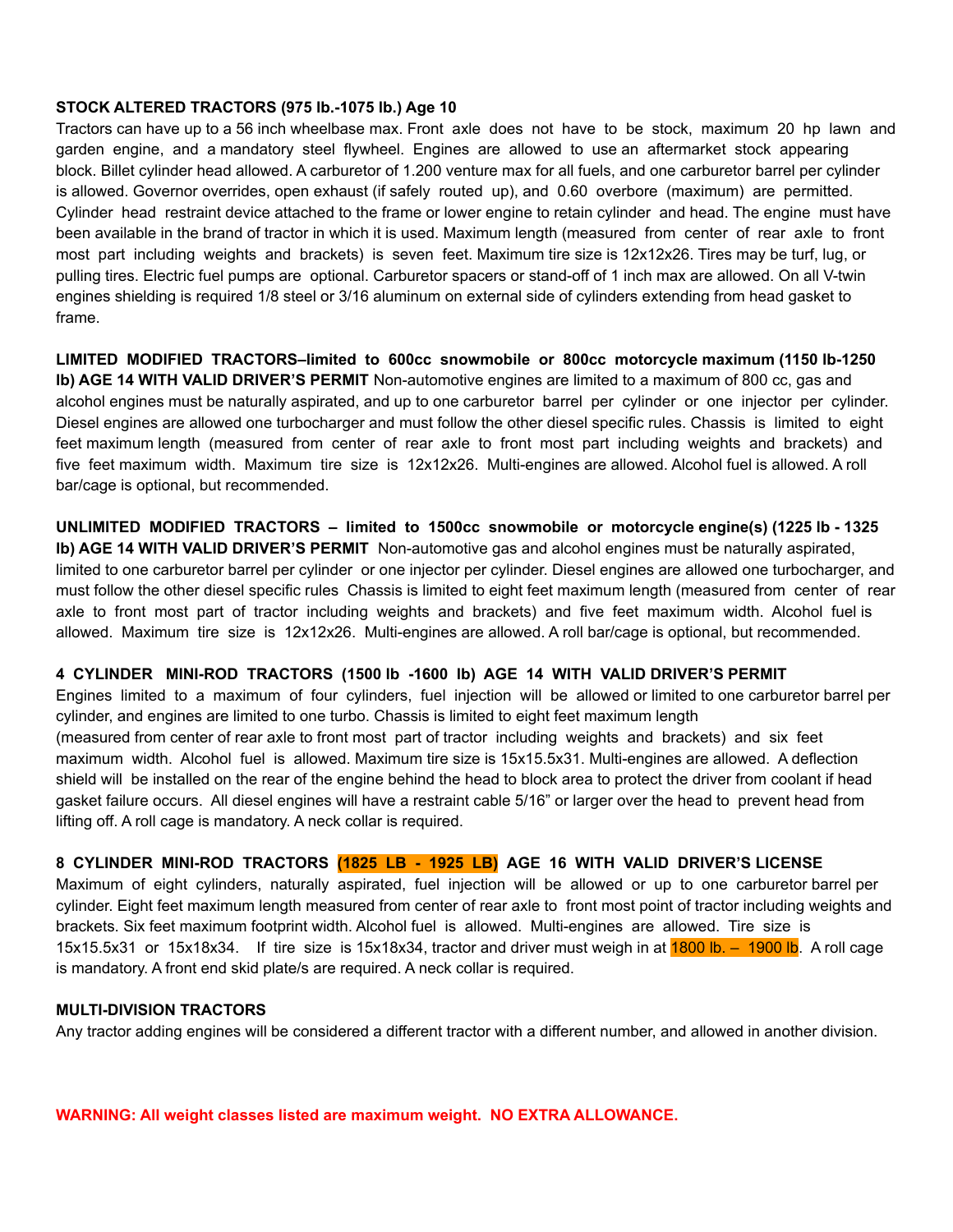**STOCK ALTERED TRACTORS (975 lb.-1075 lb.) Age 10**
Tractors can have up to a 56 inch wheelbase max. Front axle does not have to be stock, maximum 20 hp lawn and garden engine, and a mandatory steel flywheel. Engines are allowed to use an aftermarket stock appearing block. Billet cylinder head allowed. A carburetor of 1.200 venture max for all fuels, and one carburetor barrel per cylinder is allowed. Governor overrides, open exhaust (if safely routed up), and 0.60 overbore (maximum) are permitted. Cylinder head restraint device attached to the frame or lower engine to retain cylinder and head. The engine must have been available in the brand of tractor in which it is used. Maximum length (measured from center of rear axle to front most part including weights and brackets) is seven feet. Maximum tire size is 12x12x26. Tires may be turf, lug, or pulling tires. Electric fuel pumps are optional. Carburetor spacers or stand-off of 1 inch max are allowed. On all V-twin engines shielding is required 1/8 steel or 3/16 aluminum on external side of cylinders extending from head gasket to frame.

**LIMITED MODIFIED TRACTORS–limited to 600cc snowmobile or 800cc motorcycle maximum (1150 lb-1250 lb) AGE 14 WITH VALID DRIVER'S PERMIT** Non-automotive engines are limited to a maximum of 800 cc, gas and alcohol engines must be naturally aspirated, and up to one carburetor barrel per cylinder or one injector per cylinder. Diesel engines are allowed one turbocharger and must follow the other diesel specific rules. Chassis is limited to eight feet maximum length (measured from center of rear axle to front most part including weights and brackets) and five feet maximum width. Maximum tire size is 12x12x26. Multi-engines are allowed. Alcohol fuel is allowed. A roll bar/cage is optional, but recommended.

**UNLIMITED MODIFIED TRACTORS – limited to 1500cc snowmobile or motorcycle engine(s) (1225 lb - 1325 lb) AGE 14 WITH VALID DRIVER'S PERMIT** Non-automotive gas and alcohol engines must be naturally aspirated, limited to one carburetor barrel per cylinder or one injector per cylinder. Diesel engines are allowed one turbocharger, and must follow the other diesel specific rules Chassis is limited to eight feet maximum length (measured from center of rear axle to front most part of tractor including weights and brackets) and five feet maximum width. Alcohol fuel is allowed. Maximum tire size is 12x12x26. Multi-engines are allowed. A roll bar/cage is optional, but recommended.

**4 CYLINDER MINI-ROD TRACTORS (1500 lb -1600 lb) AGE 14 WITH VALID DRIVER'S PERMIT**
Engines limited to a maximum of four cylinders, fuel injection will be allowed or limited to one carburetor barrel per cylinder, and engines are limited to one turbo. Chassis is limited to eight feet maximum length (measured from center of rear axle to front most part of tractor including weights and brackets) and six feet maximum width. Alcohol fuel is allowed. Maximum tire size is 15x15.5x31. Multi-engines are allowed. A deflection shield will be installed on the rear of the engine behind the head to block area to protect the driver from coolant if head gasket failure occurs. All diesel engines will have a restraint cable 5/16" or larger over the head to prevent head from lifting off. A roll cage is mandatory. A neck collar is required.

**8 CYLINDER MINI-ROD TRACTORS (1825 LB - 1925 LB) AGE 16 WITH VALID DRIVER'S LICENSE**
Maximum of eight cylinders, naturally aspirated, fuel injection will be allowed or up to one carburetor barrel per cylinder. Eight feet maximum length measured from center of rear axle to front most point of tractor including weights and brackets. Six feet maximum footprint width. Alcohol fuel is allowed. Multi-engines are allowed. Tire size is 15x15.5x31 or 15x18x34. If tire size is 15x18x34, tractor and driver must weigh in at 1800 lb. – 1900 lb. A roll cage is mandatory. A front end skid plate/s are required. A neck collar is required.

**MULTI-DIVISION TRACTORS**
Any tractor adding engines will be considered a different tractor with a different number, and allowed in another division.

**WARNING: All weight classes listed are maximum weight. NO EXTRA ALLOWANCE.**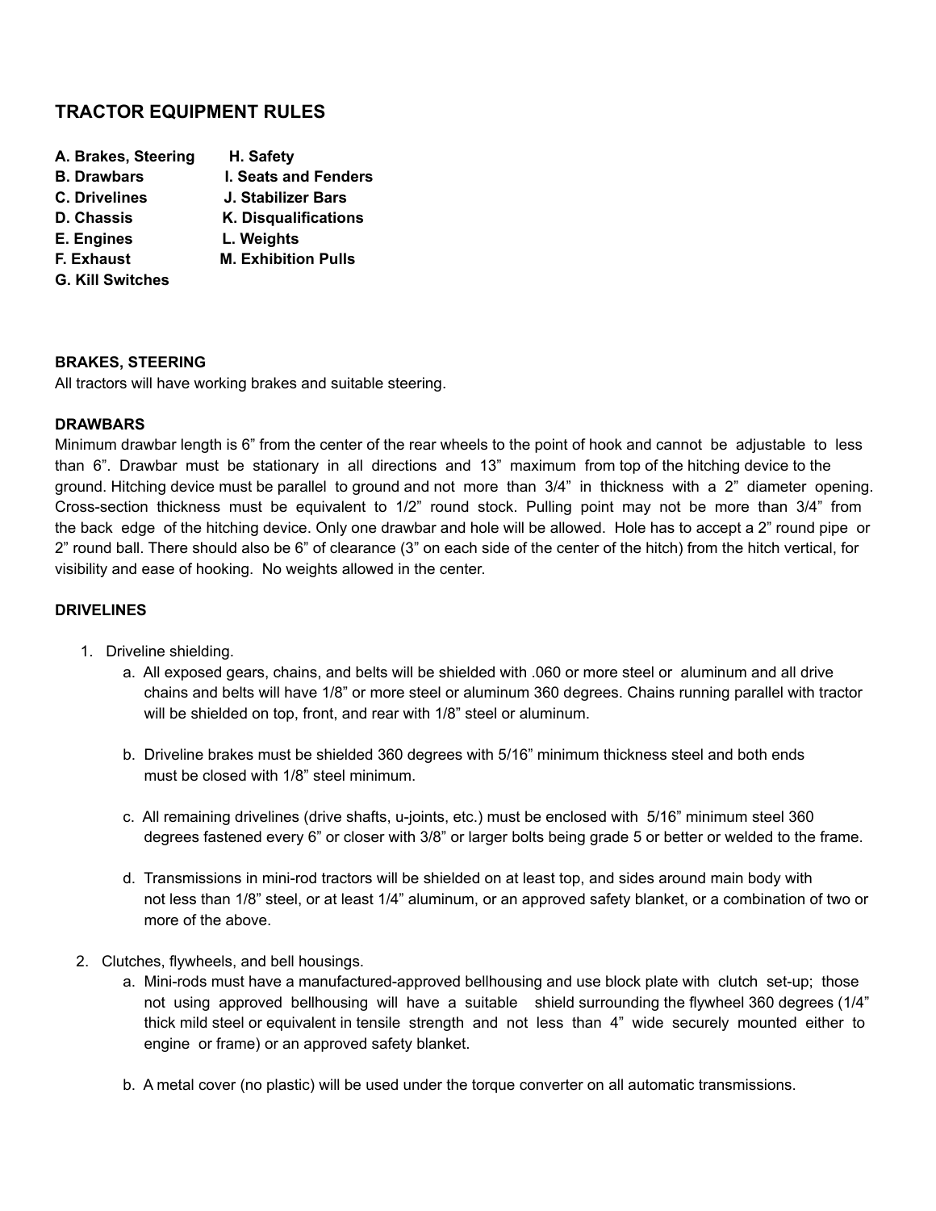# TRACTOR EQUIPMENT RULES

**A. Brakes, Steering**
**B. Drawbars**
**C. Drivelines**
**D. Chassis**
**E. Engines**
**F. Exhaust**
**G. Kill Switches**
**H. Safety**
**I. Seats and Fenders**
**J. Stabilizer Bars**
**K. Disqualifications**
**L. Weights**
**M. Exhibition Pulls**

## BRAKES, STEERING

All tractors will have working brakes and suitable steering.

## DRAWBARS

Minimum drawbar length is 6" from the center of the rear wheels to the point of hook and cannot be adjustable to less than 6". Drawbar must be stationary in all directions and 13" maximum from top of the hitching device to the ground. Hitching device must be parallel to ground and not more than 3/4" in thickness with a 2" diameter opening. Cross-section thickness must be equivalent to 1/2" round stock. Pulling point may not be more than 3/4" from the back edge of the hitching device. Only one drawbar and hole will be allowed. Hole has to accept a 2" round pipe or 2" round ball. There should also be 6" of clearance (3" on each side of the center of the hitch) from the hitch vertical, for visibility and ease of hooking. No weights allowed in the center.

## DRIVELINES

1. Driveline shielding.
    a. All exposed gears, chains, and belts will be shielded with .060 or more steel or aluminum and all drive chains and belts will have 1/8" or more steel or aluminum 360 degrees. Chains running parallel with tractor will be shielded on top, front, and rear with 1/8" steel or aluminum.

    b. Driveline brakes must be shielded 360 degrees with 5/16" minimum thickness steel and both ends must be closed with 1/8" steel minimum.

    c. All remaining drivelines (drive shafts, u-joints, etc.) must be enclosed with 5/16" minimum steel 360 degrees fastened every 6" or closer with 3/8" or larger bolts being grade 5 or better or welded to the frame.

    d. Transmissions in mini-rod tractors will be shielded on at least top, and sides around main body with not less than 1/8" steel, or at least 1/4" aluminum, or an approved safety blanket, or a combination of two or more of the above.

2. Clutches, flywheels, and bell housings.
    a. Mini-rods must have a manufactured-approved bellhousing and use block plate with clutch set-up; those not using approved bellhousing will have a suitable shield surrounding the flywheel 360 degrees (1/4" thick mild steel or equivalent in tensile strength and not less than 4" wide securely mounted either to engine or frame) or an approved safety blanket.

    b. A metal cover (no plastic) will be used under the torque converter on all automatic transmissions.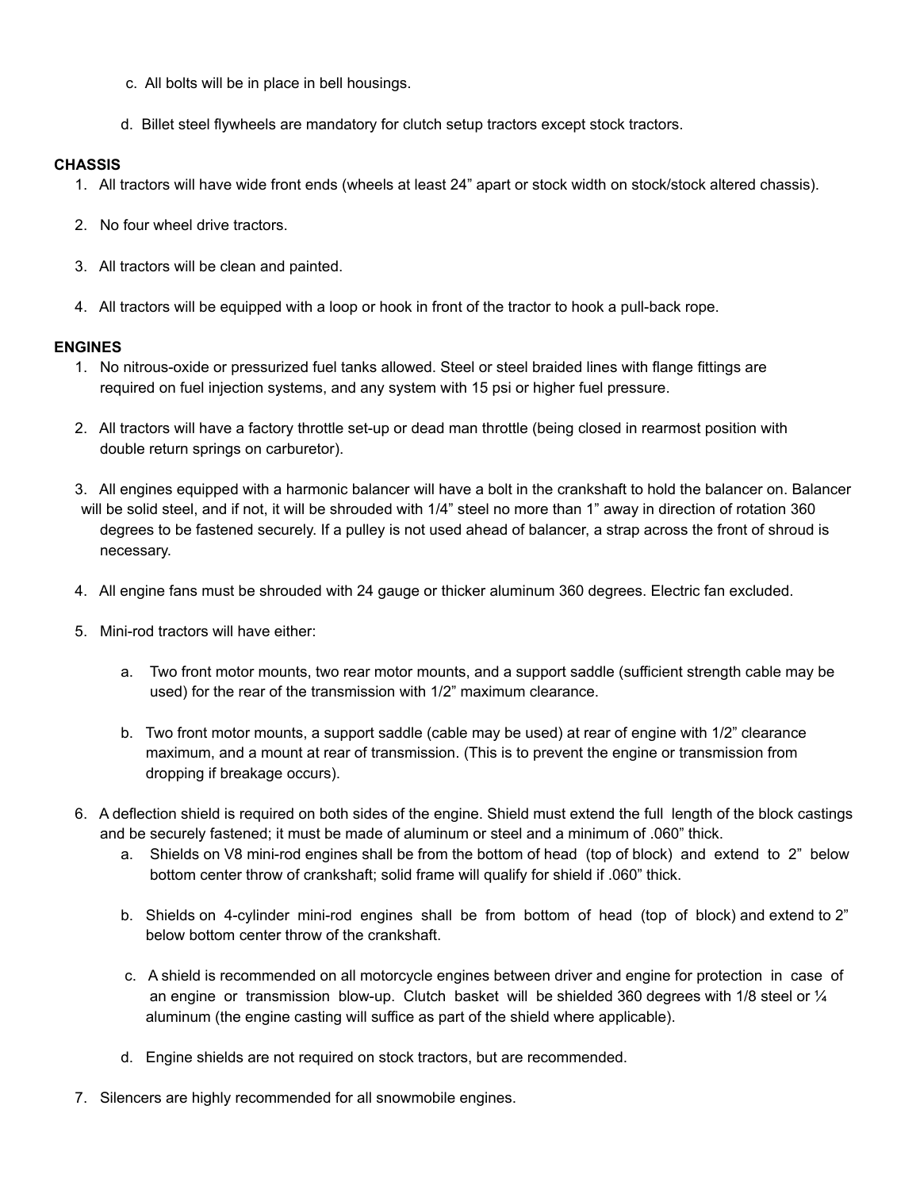c. All bolts will be in place in bell housings.

d. Billet steel flywheels are mandatory for clutch setup tractors except stock tractors.

**CHASSIS**

1. All tractors will have wide front ends (wheels at least 24” apart or stock width on stock/stock altered chassis).
2. No four wheel drive tractors.
3. All tractors will be clean and painted.
4. All tractors will be equipped with a loop or hook in front of the tractor to hook a pull-back rope.

**ENGINES**

1. No nitrous-oxide or pressurized fuel tanks allowed. Steel or steel braided lines with flange fittings are required on fuel injection systems, and any system with 15 psi or higher fuel pressure.
2. All tractors will have a factory throttle set-up or dead man throttle (being closed in rearmost position with double return springs on carburetor).
3. All engines equipped with a harmonic balancer will have a bolt in the crankshaft to hold the balancer on. Balancer will be solid steel, and if not, it will be shrouded with 1/4” steel no more than 1” away in direction of rotation 360 degrees to be fastened securely. If a pulley is not used ahead of balancer, a strap across the front of shroud is necessary.
4. All engine fans must be shrouded with 24 gauge or thicker aluminum 360 degrees. Electric fan excluded.
5. Mini-rod tractors will have either:
   a. Two front motor mounts, two rear motor mounts, and a support saddle (sufficient strength cable may be used) for the rear of the transmission with 1/2” maximum clearance.
   b. Two front motor mounts, a support saddle (cable may be used) at rear of engine with 1/2” clearance maximum, and a mount at rear of transmission. (This is to prevent the engine or transmission from dropping if breakage occurs).
6. A deflection shield is required on both sides of the engine. Shield must extend the full length of the block castings and be securely fastened; it must be made of aluminum or steel and a minimum of .060” thick.
   a. Shields on V8 mini-rod engines shall be from the bottom of head (top of block) and extend to 2” below bottom center throw of crankshaft; solid frame will qualify for shield if .060” thick.
   b. Shields on 4-cylinder mini-rod engines shall be from bottom of head (top of block) and extend to 2” below bottom center throw of the crankshaft.
   c. A shield is recommended on all motorcycle engines between driver and engine for protection in case of an engine or transmission blow-up. Clutch basket will be shielded 360 degrees with 1/8 steel or ¼ aluminum (the engine casting will suffice as part of the shield where applicable).
   d. Engine shields are not required on stock tractors, but are recommended.
7. Silencers are highly recommended for all snowmobile engines.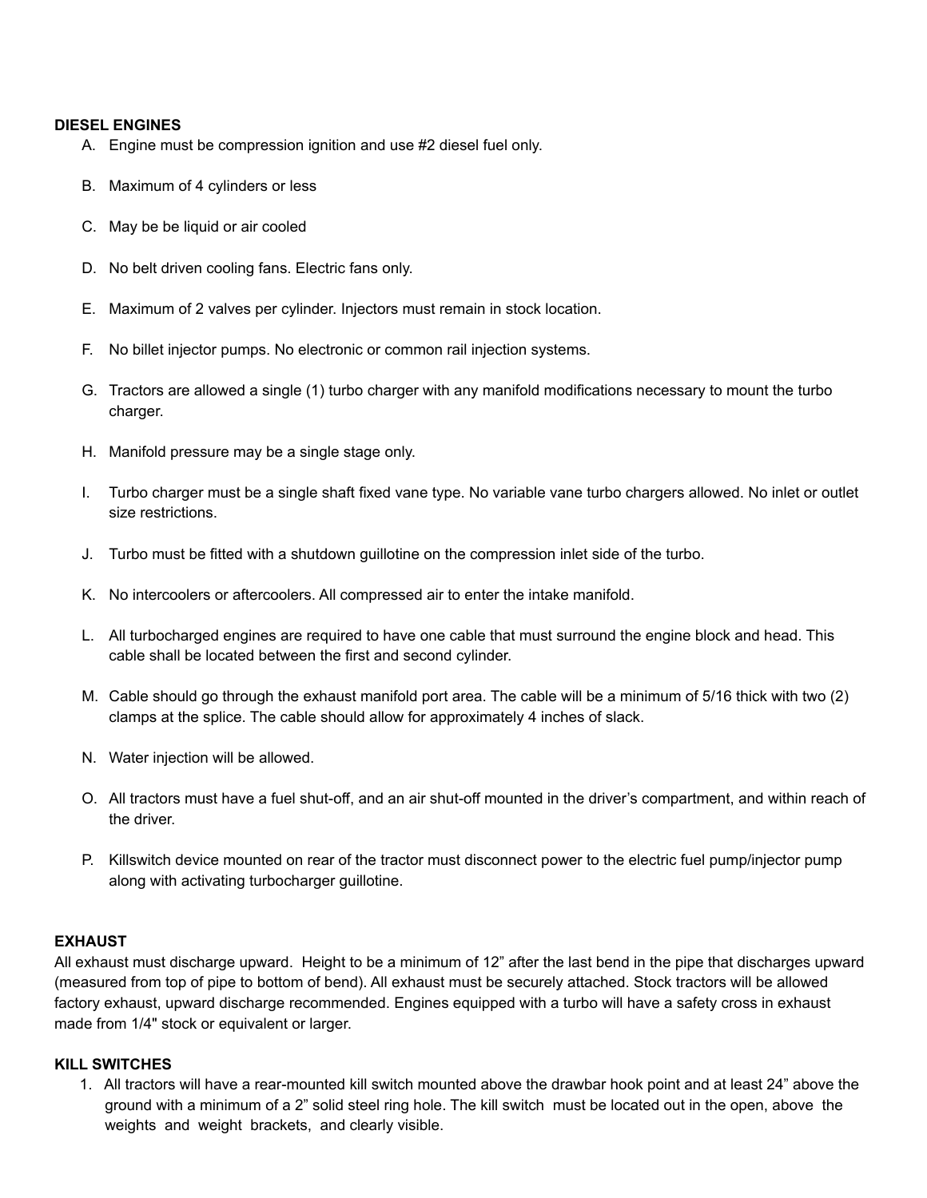**DIESEL ENGINES**

A. Engine must be compression ignition and use #2 diesel fuel only.

B. Maximum of 4 cylinders or less

C. May be be liquid or air cooled

D. No belt driven cooling fans. Electric fans only.

E. Maximum of 2 valves per cylinder. Injectors must remain in stock location.

F. No billet injector pumps. No electronic or common rail injection systems.

G. Tractors are allowed a single (1) turbo charger with any manifold modifications necessary to mount the turbo charger.

H. Manifold pressure may be a single stage only.

I. Turbo charger must be a single shaft fixed vane type. No variable vane turbo chargers allowed. No inlet or outlet size restrictions.

J. Turbo must be fitted with a shutdown guillotine on the compression inlet side of the turbo.

K. No intercoolers or aftercoolers. All compressed air to enter the intake manifold.

L. All turbocharged engines are required to have one cable that must surround the engine block and head. This cable shall be located between the first and second cylinder.

M. Cable should go through the exhaust manifold port area. The cable will be a minimum of 5/16 thick with two (2) clamps at the splice. The cable should allow for approximately 4 inches of slack.

N. Water injection will be allowed.

O. All tractors must have a fuel shut-off, and an air shut-off mounted in the driver's compartment, and within reach of the driver.

P. Killswitch device mounted on rear of the tractor must disconnect power to the electric fuel pump/injector pump along with activating turbocharger guillotine.

**EXHAUST**

All exhaust must discharge upward. Height to be a minimum of 12" after the last bend in the pipe that discharges upward (measured from top of pipe to bottom of bend). All exhaust must be securely attached. Stock tractors will be allowed factory exhaust, upward discharge recommended. Engines equipped with a turbo will have a safety cross in exhaust made from 1/4" stock or equivalent or larger.

**KILL SWITCHES**

1. All tractors will have a rear-mounted kill switch mounted above the drawbar hook point and at least 24" above the ground with a minimum of a 2" solid steel ring hole. The kill switch must be located out in the open, above the weights and weight brackets, and clearly visible.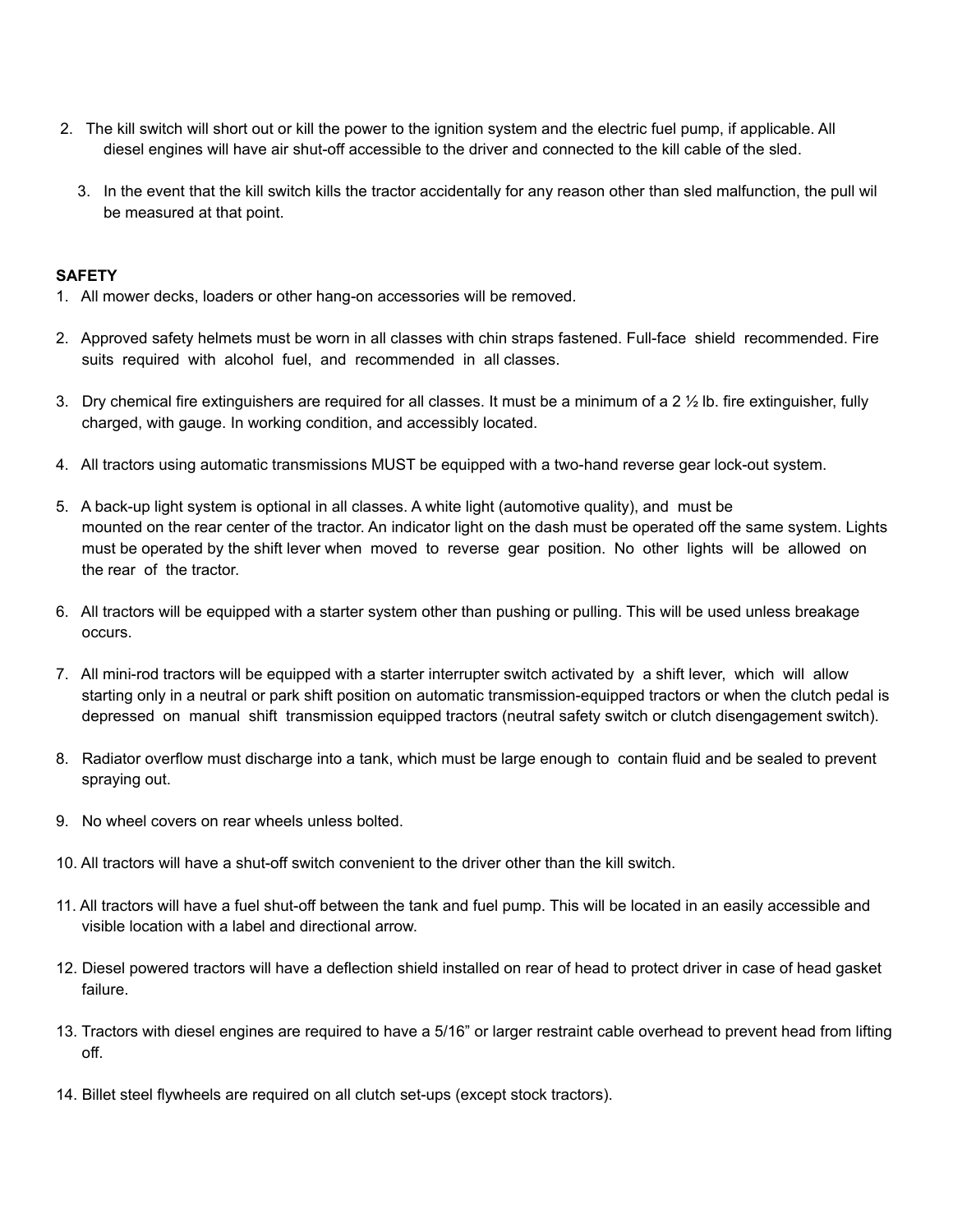2. The kill switch will short out or kill the power to the ignition system and the electric fuel pump, if applicable. All diesel engines will have air shut-off accessible to the driver and connected to the kill cable of the sled.

3. In the event that the kill switch kills the tractor accidentally for any reason other than sled malfunction, the pull wil be measured at that point.

**SAFETY**

1. All mower decks, loaders or other hang-on accessories will be removed.

2. Approved safety helmets must be worn in all classes with chin straps fastened. Full-face shield recommended. Fire suits required with alcohol fuel, and recommended in all classes.

3. Dry chemical fire extinguishers are required for all classes. It must be a minimum of a 2 ½ lb. fire extinguisher, fully charged, with gauge. In working condition, and accessibly located.

4. All tractors using automatic transmissions MUST be equipped with a two-hand reverse gear lock-out system.

5. A back-up light system is optional in all classes. A white light (automotive quality), and must be mounted on the rear center of the tractor. An indicator light on the dash must be operated off the same system. Lights must be operated by the shift lever when moved to reverse gear position. No other lights will be allowed on the rear of the tractor.

6. All tractors will be equipped with a starter system other than pushing or pulling. This will be used unless breakage occurs.

7. All mini-rod tractors will be equipped with a starter interrupter switch activated by a shift lever, which will allow starting only in a neutral or park shift position on automatic transmission-equipped tractors or when the clutch pedal is depressed on manual shift transmission equipped tractors (neutral safety switch or clutch disengagement switch).

8. Radiator overflow must discharge into a tank, which must be large enough to contain fluid and be sealed to prevent spraying out.

9. No wheel covers on rear wheels unless bolted.

10. All tractors will have a shut-off switch convenient to the driver other than the kill switch.

11. All tractors will have a fuel shut-off between the tank and fuel pump. This will be located in an easily accessible and visible location with a label and directional arrow.

12. Diesel powered tractors will have a deflection shield installed on rear of head to protect driver in case of head gasket failure.

13. Tractors with diesel engines are required to have a 5/16" or larger restraint cable overhead to prevent head from lifting off.

14. Billet steel flywheels are required on all clutch set-ups (except stock tractors).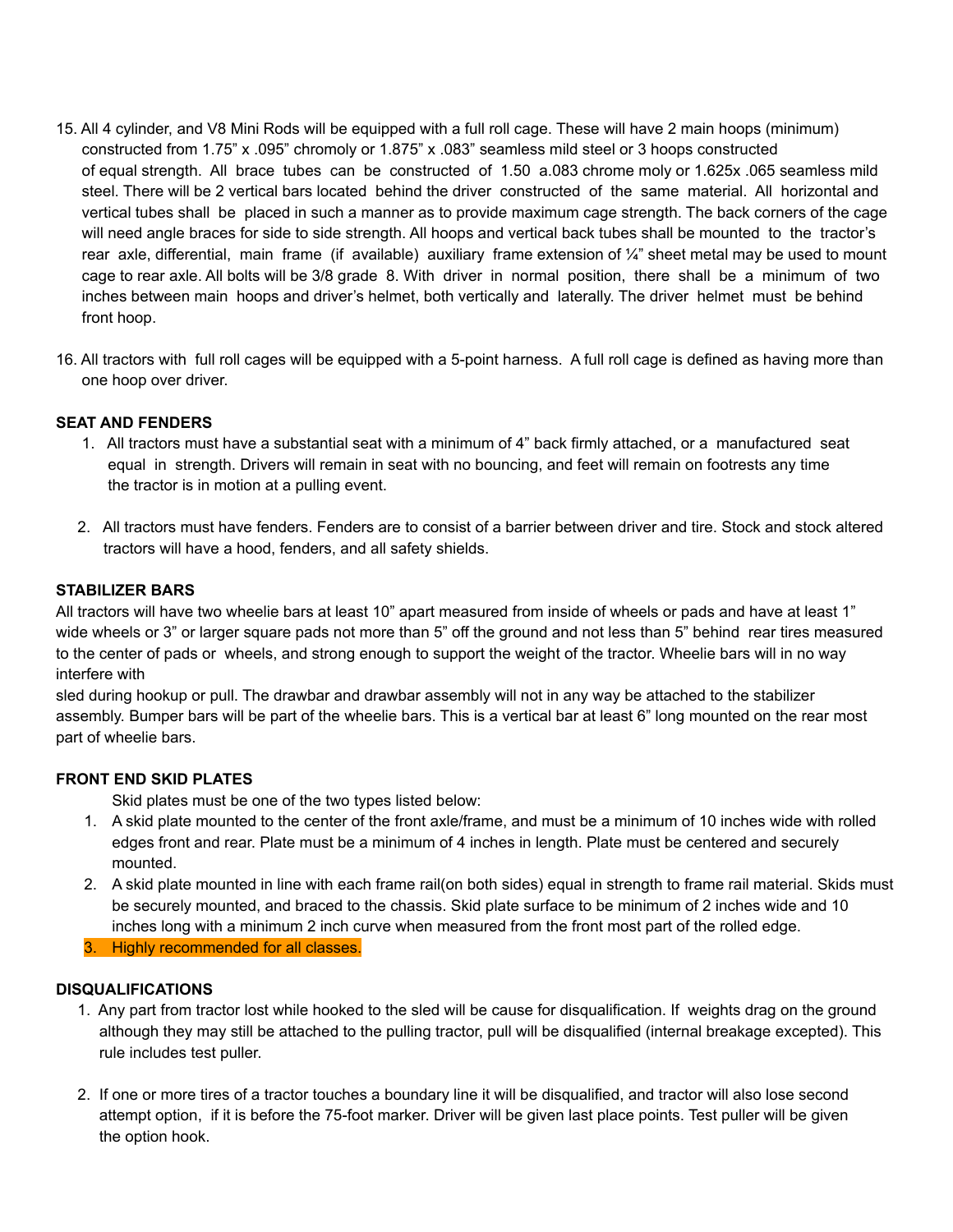15. All 4 cylinder, and V8 Mini Rods will be equipped with a full roll cage. These will have 2 main hoops (minimum) constructed from 1.75" x .095" chromoly or 1.875" x .083" seamless mild steel or 3 hoops constructed of equal strength. All brace tubes can be constructed of 1.50 a.083 chrome moly or 1.625x .065 seamless mild steel. There will be 2 vertical bars located behind the driver constructed of the same material. All horizontal and vertical tubes shall be placed in such a manner as to provide maximum cage strength. The back corners of the cage will need angle braces for side to side strength. All hoops and vertical back tubes shall be mounted to the tractor's rear axle, differential, main frame (if available) auxiliary frame extension of ¼" sheet metal may be used to mount cage to rear axle. All bolts will be 3/8 grade 8. With driver in normal position, there shall be a minimum of two inches between main hoops and driver's helmet, both vertically and laterally. The driver helmet must be behind front hoop.

16. All tractors with full roll cages will be equipped with a 5-point harness. A full roll cage is defined as having more than one hoop over driver.

**SEAT AND FENDERS**

1. All tractors must have a substantial seat with a minimum of 4" back firmly attached, or a manufactured seat equal in strength. Drivers will remain in seat with no bouncing, and feet will remain on footrests any time the tractor is in motion at a pulling event.

2. All tractors must have fenders. Fenders are to consist of a barrier between driver and tire. Stock and stock altered tractors will have a hood, fenders, and all safety shields.

**STABILIZER BARS**

All tractors will have two wheelie bars at least 10" apart measured from inside of wheels or pads and have at least 1" wide wheels or 3" or larger square pads not more than 5" off the ground and not less than 5" behind rear tires measured to the center of pads or wheels, and strong enough to support the weight of the tractor. Wheelie bars will in no way interfere with sled during hookup or pull. The drawbar and drawbar assembly will not in any way be attached to the stabilizer assembly. Bumper bars will be part of the wheelie bars. This is a vertical bar at least 6" long mounted on the rear most part of wheelie bars.

**FRONT END SKID PLATES**

Skid plates must be one of the two types listed below:

1. A skid plate mounted to the center of the front axle/frame, and must be a minimum of 10 inches wide with rolled edges front and rear. Plate must be a minimum of 4 inches in length. Plate must be centered and securely mounted.
2. A skid plate mounted in line with each frame rail(on both sides) equal in strength to frame rail material. Skids must be securely mounted, and braced to the chassis. Skid plate surface to be minimum of 2 inches wide and 10 inches long with a minimum 2 inch curve when measured from the front most part of the rolled edge.
3. Highly recommended for all classes.

**DISQUALIFICATIONS**

1. Any part from tractor lost while hooked to the sled will be cause for disqualification. If weights drag on the ground although they may still be attached to the pulling tractor, pull will be disqualified (internal breakage excepted). This rule includes test puller.

2. If one or more tires of a tractor touches a boundary line it will be disqualified, and tractor will also lose second attempt option, if it is before the 75-foot marker. Driver will be given last place points. Test puller will be given the option hook.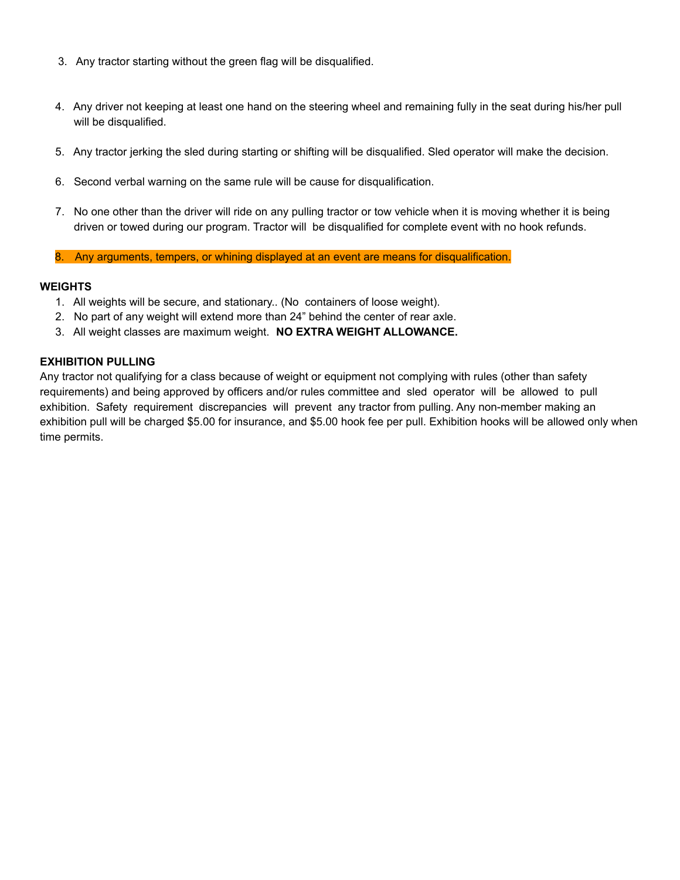3. Any tractor starting without the green flag will be disqualified.

4. Any driver not keeping at least one hand on the steering wheel and remaining fully in the seat during his/her pull will be disqualified.

5. Any tractor jerking the sled during starting or shifting will be disqualified. Sled operator will make the decision.

6. Second verbal warning on the same rule will be cause for disqualification.

7. No one other than the driver will ride on any pulling tractor or tow vehicle when it is moving whether it is being driven or towed during our program. Tractor will be disqualified for complete event with no hook refunds.

8. Any arguments, tempers, or whining displayed at an event are means for disqualification.

**WEIGHTS**

1. All weights will be secure, and stationary.. (No containers of loose weight).
2. No part of any weight will extend more than 24" behind the center of rear axle.
3. All weight classes are maximum weight. **NO EXTRA WEIGHT ALLOWANCE.**

**EXHIBITION PULLING**

Any tractor not qualifying for a class because of weight or equipment not complying with rules (other than safety requirements) and being approved by officers and/or rules committee and sled operator will be allowed to pull exhibition. Safety requirement discrepancies will prevent any tractor from pulling. Any non-member making an exhibition pull will be charged $5.00 for insurance, and $5.00 hook fee per pull. Exhibition hooks will be allowed only when time permits.